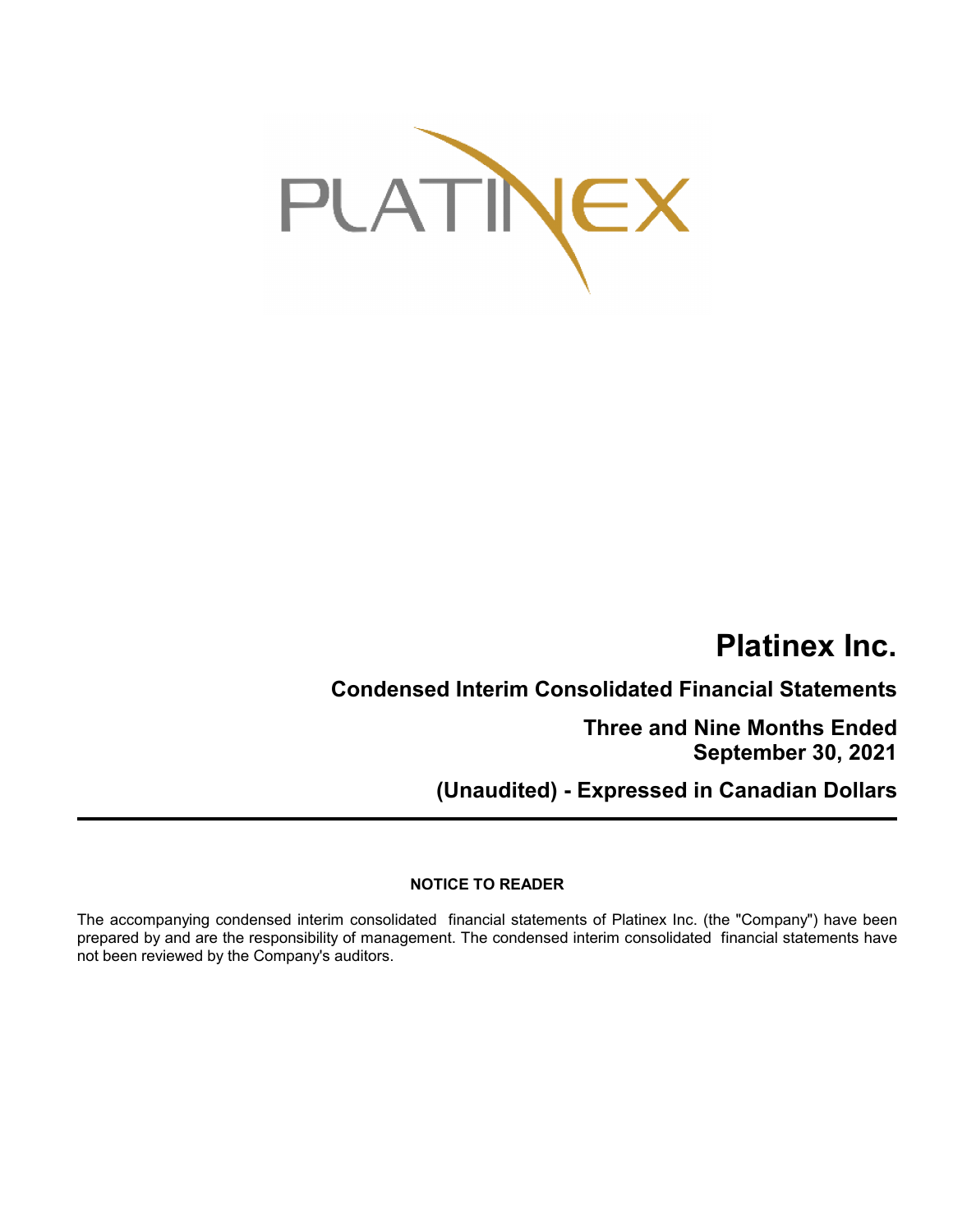# Platinex Inc.

## Condensed Interim Consolidated Financial Statements

### Three and Nine Months Ended September 30, 2021

### (Unaudited) - Expressed in Canadian Dollars

---

**NOTICE TO READER**

The accompanying condensed interim consolidated financial statements of Platinex Inc. (the "Company") have been prepared by and are the responsibility of management. The condensed interim consolidated financial statements have not been reviewed by the Company's auditors.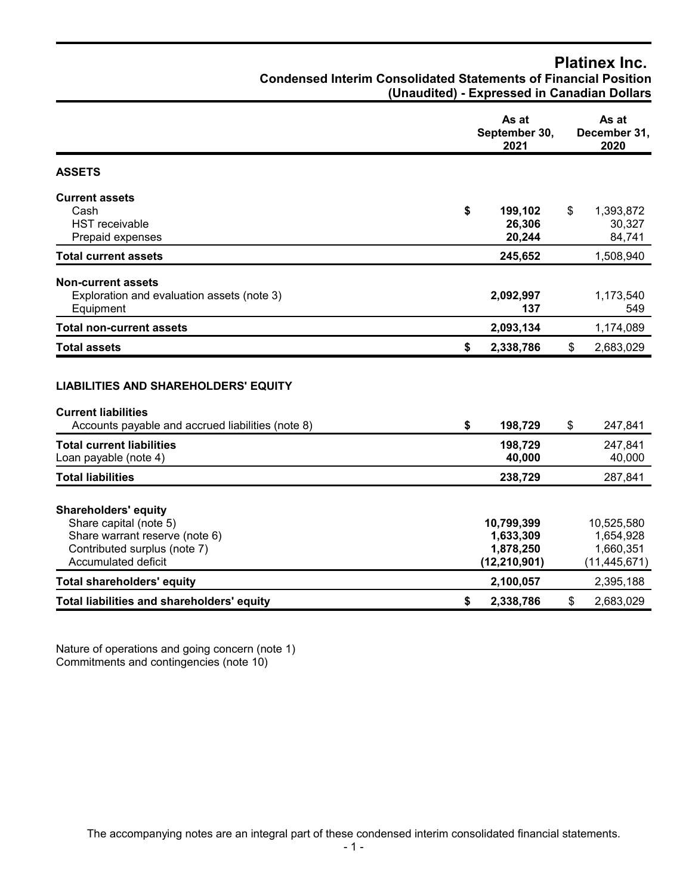# Platinex Inc.

## Condensed Interim Consolidated Statements of Financial Position
## (Unaudited) - Expressed in Canadian Dollars

| | As at September 30, 2021 | As at December 31, 2020 |
|---|---|---|
| **ASSETS** | | |
| **Current assets** | | |
| Cash | **$ 199,102** | $ 1,393,872 |
| HST receivable | **26,306** | 30,327 |
| Prepaid expenses | **20,244** | 84,741 |
| **Total current assets** | **245,652** | 1,508,940 |
| **Non-current assets** | | |
| Exploration and evaluation assets (note 3) | **2,092,997** | 1,173,540 |
| Equipment | **137** | 549 |
| **Total non-current assets** | **2,093,134** | 1,174,089 |
| **Total assets** | **$ 2,338,786** | $ 2,683,029 |
| **LIABILITIES AND SHAREHOLDERS' EQUITY** | | |
| **Current liabilities** | | |
| Accounts payable and accrued liabilities (note 8) | **$ 198,729** | $ 247,841 |
| **Total current liabilities** | **198,729** | 247,841 |
| Loan payable (note 4) | **40,000** | 40,000 |
| **Total liabilities** | **238,729** | 287,841 |
| **Shareholders' equity** | | |
| Share capital (note 5) | **10,799,399** | 10,525,580 |
| Share warrant reserve (note 6) | **1,633,309** | 1,654,928 |
| Contributed surplus (note 7) | **1,878,250** | 1,660,351 |
| Accumulated deficit | **(12,210,901)** | (11,445,671) |
| **Total shareholders' equity** | **2,100,057** | 2,395,188 |
| **Total liabilities and shareholders' equity** | **$ 2,338,786** | $ 2,683,029 |

Nature of operations and going concern (note 1)
Commitments and contingencies (note 10)

The accompanying notes are an integral part of these condensed interim consolidated financial statements.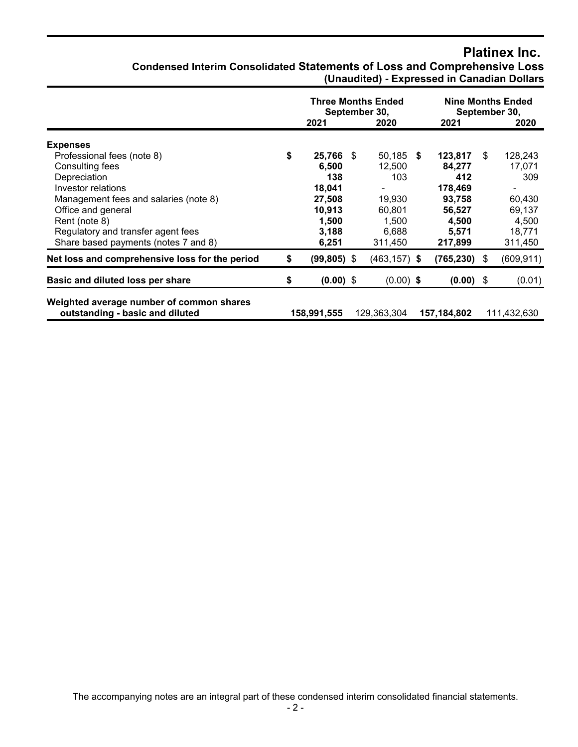# Platinex Inc.

## Condensed Interim Consolidated Statements of Loss and Comprehensive Loss

**(Unaudited) - Expressed in Canadian Dollars**

| | Three Months Ended September 30, | | Nine Months Ended September 30, | |
|---|---|---|---|---|
| | **2021** | **2020** | **2021** | **2020** |
| **Expenses** | | | | |
| Professional fees (note 8) | **$ 25,766** | $ 50,185 | **$ 123,817** | $ 128,243 |
| Consulting fees | **6,500** | 12,500 | **84,277** | 17,071 |
| Depreciation | **138** | 103 | **412** | 309 |
| Investor relations | **18,041** | - | **178,469** | - |
| Management fees and salaries (note 8) | **27,508** | 19,930 | **93,758** | 60,430 |
| Office and general | **10,913** | 60,801 | **56,527** | 69,137 |
| Rent (note 8) | **1,500** | 1,500 | **4,500** | 4,500 |
| Regulatory and transfer agent fees | **3,188** | 6,688 | **5,571** | 18,771 |
| Share based payments (notes 7 and 8) | **6,251** | 311,450 | **217,899** | 311,450 |
| **Net loss and comprehensive loss for the period** | **$ (99,805)** | $ (463,157) | **$ (765,230)** | $ (609,911) |
| **Basic and diluted loss per share** | **$ (0.00)** | $ (0.00) | **$ (0.00)** | $ (0.01) |
| **Weighted average number of common shares outstanding - basic and diluted** | **158,991,555** | 129,363,304 | **157,184,802** | 111,432,630 |

The accompanying notes are an integral part of these condensed interim consolidated financial statements.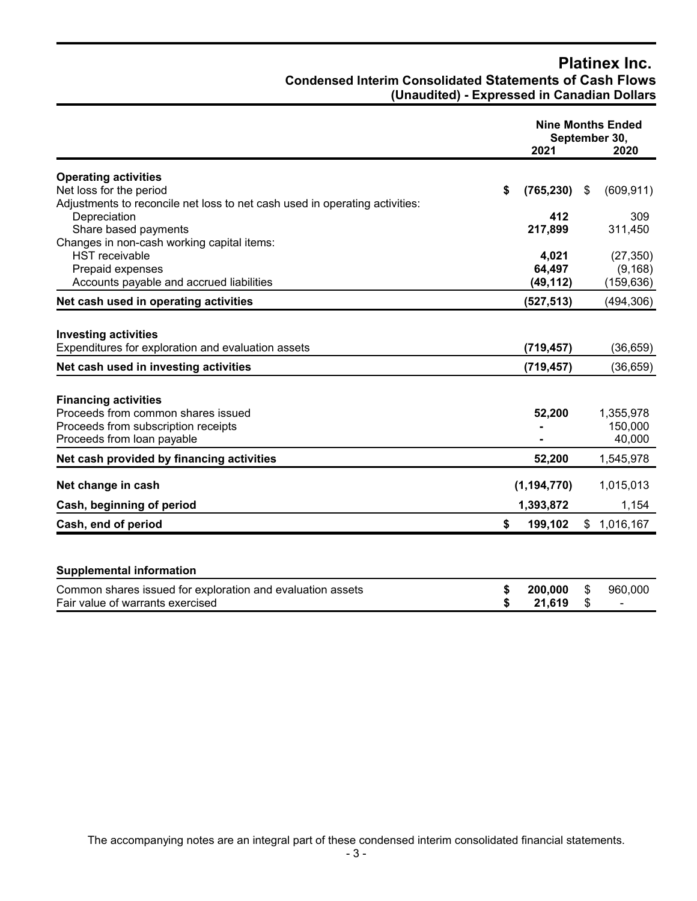# Platinex Inc.

## Condensed Interim Consolidated Statements of Cash Flows

### (Unaudited) - Expressed in Canadian Dollars

| | Nine Months Ended September 30, 2021 | Nine Months Ended September 30, 2020 |
|---|---|---|
| **Operating activities** | | |
| Net loss for the period | **$ (765,230)** | $ (609,911) |
| Adjustments to reconcile net loss to net cash used in operating activities: | | |
| Depreciation | **412** | 309 |
| Share based payments | **217,899** | 311,450 |
| Changes in non-cash working capital items: | | |
| HST receivable | **4,021** | (27,350) |
| Prepaid expenses | **64,497** | (9,168) |
| Accounts payable and accrued liabilities | **(49,112)** | (159,636) |
| **Net cash used in operating activities** | **(527,513)** | (494,306) |
| **Investing activities** | | |
| Expenditures for exploration and evaluation assets | **(719,457)** | (36,659) |
| **Net cash used in investing activities** | **(719,457)** | (36,659) |
| **Financing activities** | | |
| Proceeds from common shares issued | **52,200** | 1,355,978 |
| Proceeds from subscription receipts | **-** | 150,000 |
| Proceeds from loan payable | **-** | 40,000 |
| **Net cash provided by financing activities** | **52,200** | 1,545,978 |
| **Net change in cash** | **(1,194,770)** | 1,015,013 |
| **Cash, beginning of period** | **1,393,872** | 1,154 |
| **Cash, end of period** | **$ 199,102** | $ 1,016,167 |

| **Supplemental information** | | |
|---|---|---|
| Common shares issued for exploration and evaluation assets | **$ 200,000** | $ 960,000 |
| Fair value of warrants exercised | **$ 21,619** | $ - |

The accompanying notes are an integral part of these condensed interim consolidated financial statements.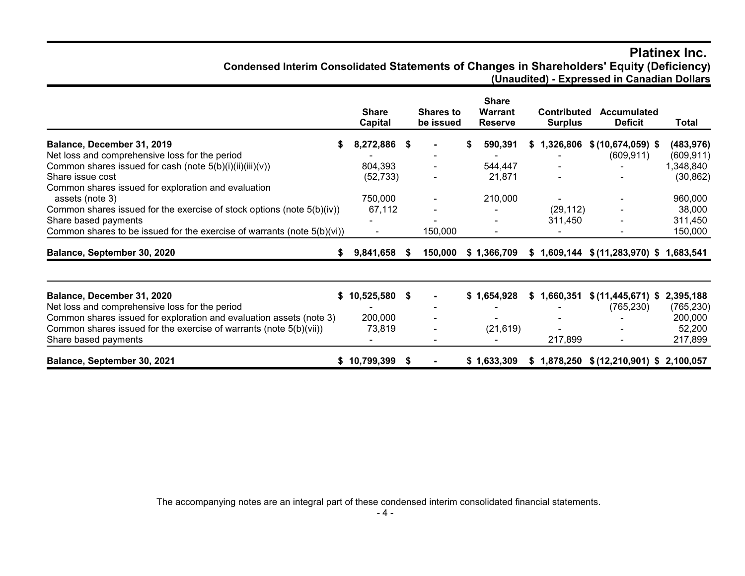# Platinex Inc.

## Condensed Interim Consolidated Statements of Changes in Shareholders' Equity (Deficiency)

**(Unaudited) - Expressed in Canadian Dollars**

| | Share Capital | Shares to be issued | Share Warrant Reserve | Contributed Surplus | Accumulated Deficit | Total |
|---|---|---|---|---|---|---|
| **Balance, December 31, 2019** | **$ 8,272,886** | **$ -** | **$ 590,391** | **$ 1,326,806** | **$ (10,674,059)** | **$ (483,976)** |
| Net loss and comprehensive loss for the period | - | - | - | - | (609,911) | (609,911) |
| Common shares issued for cash (note 5(b)(i)(ii)(iii)(v)) | 804,393 | - | 544,447 | - | - | 1,348,840 |
| Share issue cost | (52,733) | - | 21,871 | - | - | (30,862) |
| Common shares issued for exploration and evaluation assets (note 3) | 750,000 | - | 210,000 | - | - | 960,000 |
| Common shares issued for the exercise of stock options (note 5(b)(iv)) | 67,112 | - | - | (29,112) | - | 38,000 |
| Share based payments | - | - | - | 311,450 | - | 311,450 |
| Common shares to be issued for the exercise of warrants (note 5(b)(vi)) | - | 150,000 | - | - | - | 150,000 |
| **Balance, September 30, 2020** | **$ 9,841,658** | **$ 150,000** | **$ 1,366,709** | **$ 1,609,144** | **$ (11,283,970)** | **$ 1,683,541** |
| | | | | | | |
| **Balance, December 31, 2020** | **$ 10,525,580** | **$ -** | **$ 1,654,928** | **$ 1,660,351** | **$ (11,445,671)** | **$ 2,395,188** |
| Net loss and comprehensive loss for the period | - | - | - | - | (765,230) | (765,230) |
| Common shares issued for exploration and evaluation assets (note 3) | 200,000 | - | - | - | - | 200,000 |
| Common shares issued for the exercise of warrants (note 5(b)(vii)) | 73,819 | - | (21,619) | - | - | 52,200 |
| Share based payments | - | - | - | 217,899 | - | 217,899 |
| **Balance, September 30, 2021** | **$ 10,799,399** | **$ -** | **$ 1,633,309** | **$ 1,878,250** | **$ (12,210,901)** | **$ 2,100,057** |

The accompanying notes are an integral part of these condensed interim consolidated financial statements.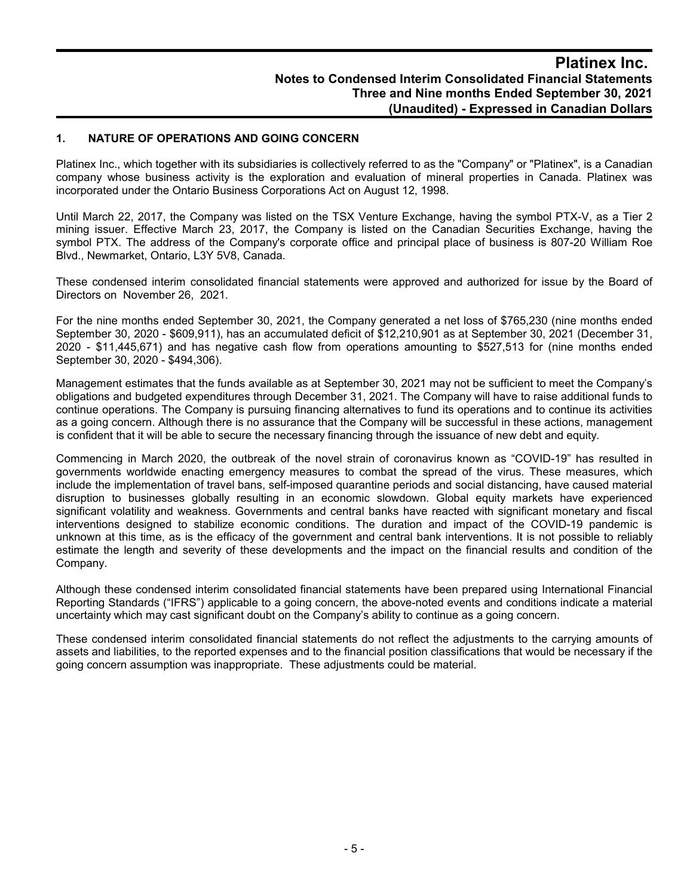## 1. NATURE OF OPERATIONS AND GOING CONCERN

Platinex Inc., which together with its subsidiaries is collectively referred to as the "Company" or "Platinex", is a Canadian company whose business activity is the exploration and evaluation of mineral properties in Canada. Platinex was incorporated under the Ontario Business Corporations Act on August 12, 1998.

Until March 22, 2017, the Company was listed on the TSX Venture Exchange, having the symbol PTX-V, as a Tier 2 mining issuer. Effective March 23, 2017, the Company is listed on the Canadian Securities Exchange, having the symbol PTX. The address of the Company's corporate office and principal place of business is 807-20 William Roe Blvd., Newmarket, Ontario, L3Y 5V8, Canada.

These condensed interim consolidated financial statements were approved and authorized for issue by the Board of Directors on November 26, 2021.

For the nine months ended September 30, 2021, the Company generated a net loss of $765,230 (nine months ended September 30, 2020 - $609,911), has an accumulated deficit of $12,210,901 as at September 30, 2021 (December 31, 2020 - $11,445,671) and has negative cash flow from operations amounting to $527,513 for (nine months ended September 30, 2020 - $494,306).

Management estimates that the funds available as at September 30, 2021 may not be sufficient to meet the Company's obligations and budgeted expenditures through December 31, 2021. The Company will have to raise additional funds to continue operations. The Company is pursuing financing alternatives to fund its operations and to continue its activities as a going concern. Although there is no assurance that the Company will be successful in these actions, management is confident that it will be able to secure the necessary financing through the issuance of new debt and equity.

Commencing in March 2020, the outbreak of the novel strain of coronavirus known as "COVID-19" has resulted in governments worldwide enacting emergency measures to combat the spread of the virus. These measures, which include the implementation of travel bans, self-imposed quarantine periods and social distancing, have caused material disruption to businesses globally resulting in an economic slowdown. Global equity markets have experienced significant volatility and weakness. Governments and central banks have reacted with significant monetary and fiscal interventions designed to stabilize economic conditions. The duration and impact of the COVID-19 pandemic is unknown at this time, as is the efficacy of the government and central bank interventions. It is not possible to reliably estimate the length and severity of these developments and the impact on the financial results and condition of the Company.

Although these condensed interim consolidated financial statements have been prepared using International Financial Reporting Standards ("IFRS") applicable to a going concern, the above-noted events and conditions indicate a material uncertainty which may cast significant doubt on the Company's ability to continue as a going concern.

These condensed interim consolidated financial statements do not reflect the adjustments to the carrying amounts of assets and liabilities, to the reported expenses and to the financial position classifications that would be necessary if the going concern assumption was inappropriate. These adjustments could be material.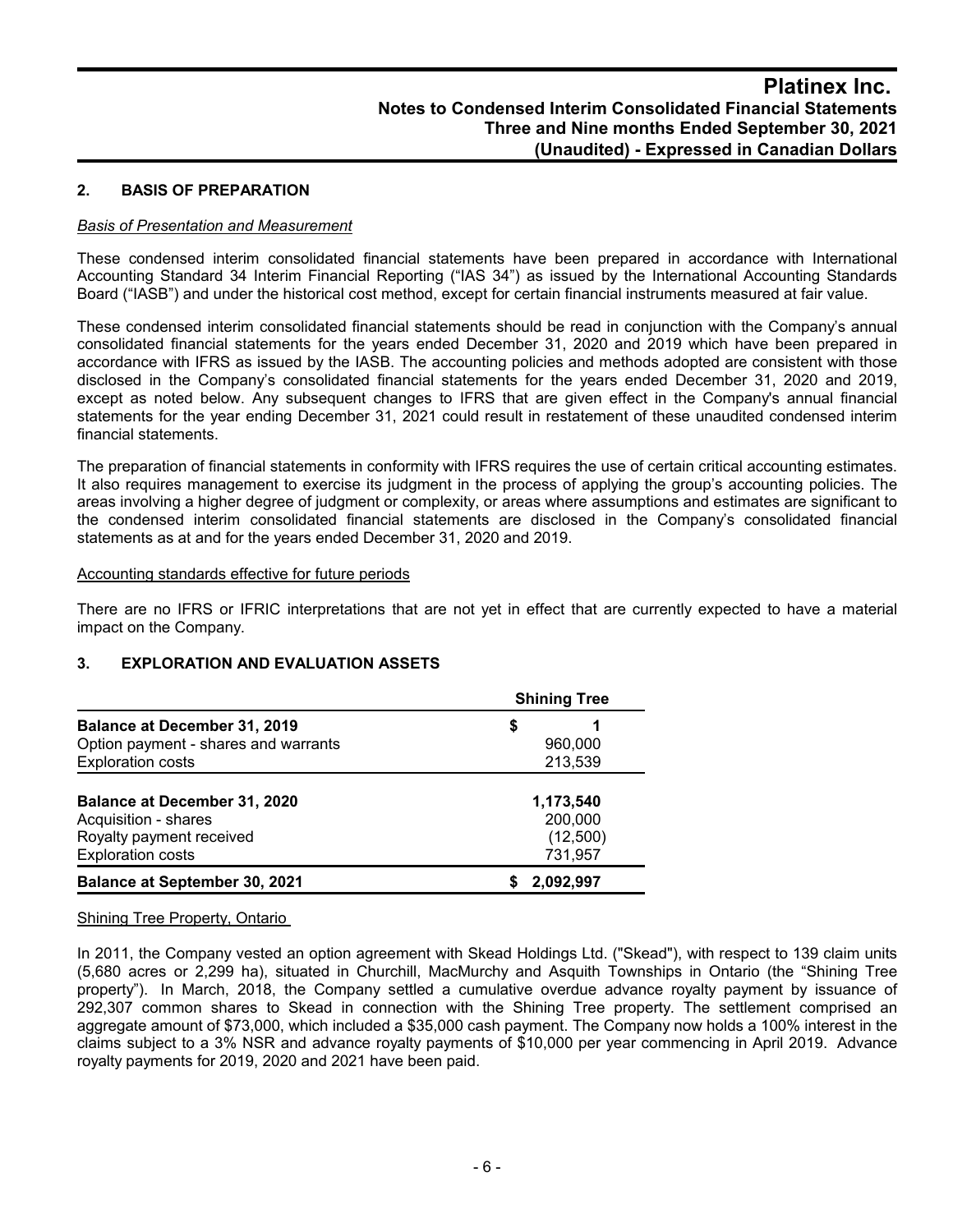## 2. BASIS OF PREPARATION

*Basis of Presentation and Measurement*

These condensed interim consolidated financial statements have been prepared in accordance with International Accounting Standard 34 Interim Financial Reporting ("IAS 34") as issued by the International Accounting Standards Board ("IASB") and under the historical cost method, except for certain financial instruments measured at fair value.

These condensed interim consolidated financial statements should be read in conjunction with the Company's annual consolidated financial statements for the years ended December 31, 2020 and 2019 which have been prepared in accordance with IFRS as issued by the IASB. The accounting policies and methods adopted are consistent with those disclosed in the Company's consolidated financial statements for the years ended December 31, 2020 and 2019, except as noted below. Any subsequent changes to IFRS that are given effect in the Company's annual financial statements for the year ending December 31, 2021 could result in restatement of these unaudited condensed interim financial statements.

The preparation of financial statements in conformity with IFRS requires the use of certain critical accounting estimates. It also requires management to exercise its judgment in the process of applying the group's accounting policies. The areas involving a higher degree of judgment or complexity, or areas where assumptions and estimates are significant to the condensed interim consolidated financial statements are disclosed in the Company's consolidated financial statements as at and for the years ended December 31, 2020 and 2019.

Accounting standards effective for future periods

There are no IFRS or IFRIC interpretations that are not yet in effect that are currently expected to have a material impact on the Company.

## 3. EXPLORATION AND EVALUATION ASSETS

| | Shining Tree |
|---|---|
| **Balance at December 31, 2019** | $ 1 |
| Option payment - shares and warrants | 960,000 |
| Exploration costs | 213,539 |
| **Balance at December 31, 2020** | **1,173,540** |
| Acquisition - shares | 200,000 |
| Royalty payment received | (12,500) |
| Exploration costs | 731,957 |
| **Balance at September 30, 2021** | **$ 2,092,997** |

Shining Tree Property, Ontario

In 2011, the Company vested an option agreement with Skead Holdings Ltd. ("Skead"), with respect to 139 claim units (5,680 acres or 2,299 ha), situated in Churchill, MacMurchy and Asquith Townships in Ontario (the "Shining Tree property"). In March, 2018, the Company settled a cumulative overdue advance royalty payment by issuance of 292,307 common shares to Skead in connection with the Shining Tree property. The settlement comprised an aggregate amount of $73,000, which included a $35,000 cash payment. The Company now holds a 100% interest in the claims subject to a 3% NSR and advance royalty payments of $10,000 per year commencing in April 2019. Advance royalty payments for 2019, 2020 and 2021 have been paid.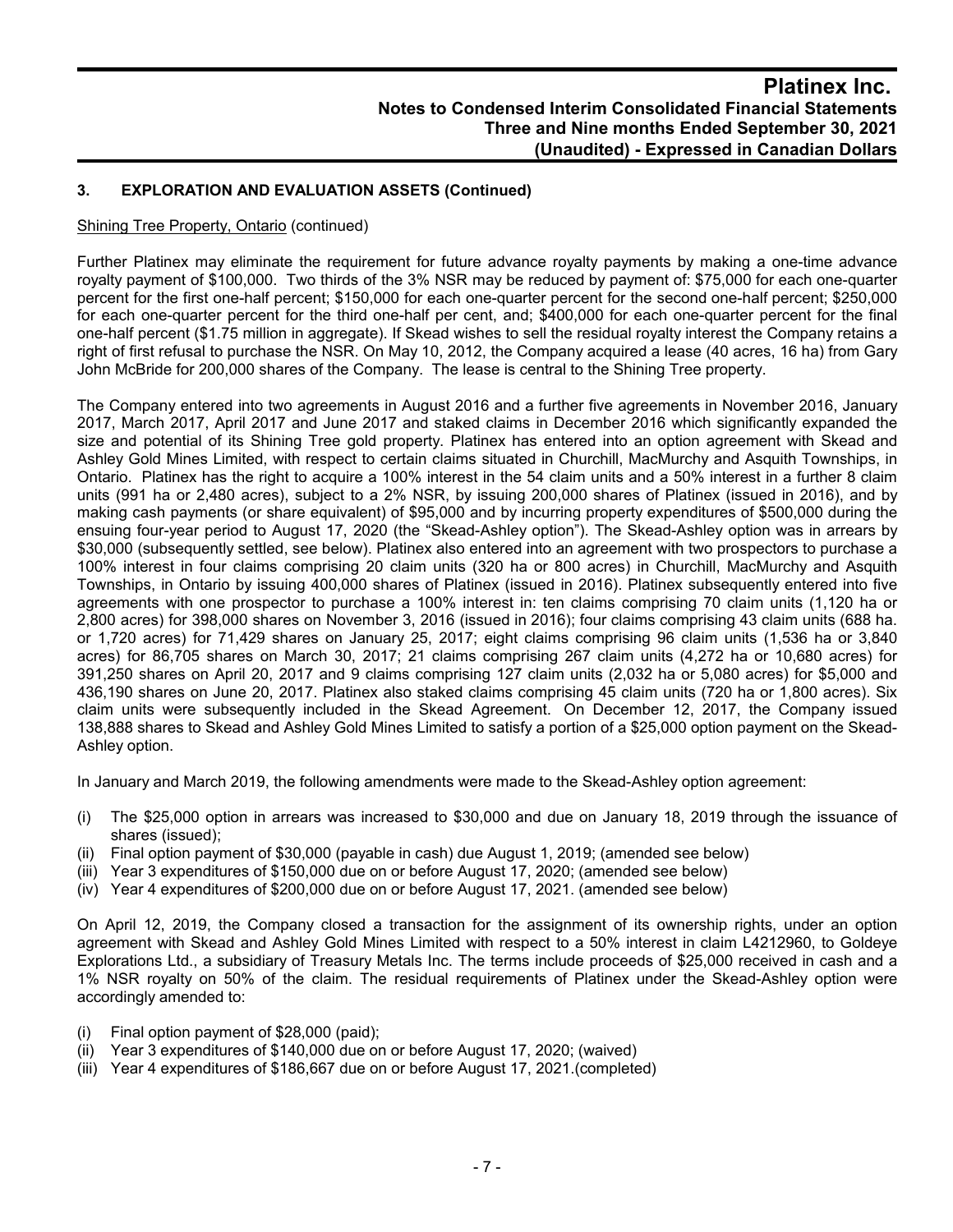## 3. EXPLORATION AND EVALUATION ASSETS (Continued)

Shining Tree Property, Ontario (continued)

Further Platinex may eliminate the requirement for future advance royalty payments by making a one-time advance royalty payment of $100,000. Two thirds of the 3% NSR may be reduced by payment of: $75,000 for each one-quarter percent for the first one-half percent; $150,000 for each one-quarter percent for the second one-half percent; $250,000 for each one-quarter percent for the third one-half per cent, and; $400,000 for each one-quarter percent for the final one-half percent ($1.75 million in aggregate). If Skead wishes to sell the residual royalty interest the Company retains a right of first refusal to purchase the NSR. On May 10, 2012, the Company acquired a lease (40 acres, 16 ha) from Gary John McBride for 200,000 shares of the Company. The lease is central to the Shining Tree property.

The Company entered into two agreements in August 2016 and a further five agreements in November 2016, January 2017, March 2017, April 2017 and June 2017 and staked claims in December 2016 which significantly expanded the size and potential of its Shining Tree gold property. Platinex has entered into an option agreement with Skead and Ashley Gold Mines Limited, with respect to certain claims situated in Churchill, MacMurchy and Asquith Townships, in Ontario. Platinex has the right to acquire a 100% interest in the 54 claim units and a 50% interest in a further 8 claim units (991 ha or 2,480 acres), subject to a 2% NSR, by issuing 200,000 shares of Platinex (issued in 2016), and by making cash payments (or share equivalent) of $95,000 and by incurring property expenditures of $500,000 during the ensuing four-year period to August 17, 2020 (the "Skead-Ashley option"). The Skead-Ashley option was in arrears by $30,000 (subsequently settled, see below). Platinex also entered into an agreement with two prospectors to purchase a 100% interest in four claims comprising 20 claim units (320 ha or 800 acres) in Churchill, MacMurchy and Asquith Townships, in Ontario by issuing 400,000 shares of Platinex (issued in 2016). Platinex subsequently entered into five agreements with one prospector to purchase a 100% interest in: ten claims comprising 70 claim units (1,120 ha or 2,800 acres) for 398,000 shares on November 3, 2016 (issued in 2016); four claims comprising 43 claim units (688 ha. or 1,720 acres) for 71,429 shares on January 25, 2017; eight claims comprising 96 claim units (1,536 ha or 3,840 acres) for 86,705 shares on March 30, 2017; 21 claims comprising 267 claim units (4,272 ha or 10,680 acres) for 391,250 shares on April 20, 2017 and 9 claims comprising 127 claim units (2,032 ha or 5,080 acres) for $5,000 and 436,190 shares on June 20, 2017. Platinex also staked claims comprising 45 claim units (720 ha or 1,800 acres). Six claim units were subsequently included in the Skead Agreement. On December 12, 2017, the Company issued 138,888 shares to Skead and Ashley Gold Mines Limited to satisfy a portion of a $25,000 option payment on the Skead-Ashley option.

In January and March 2019, the following amendments were made to the Skead-Ashley option agreement:

(i) The $25,000 option in arrears was increased to $30,000 and due on January 18, 2019 through the issuance of shares (issued);
(ii) Final option payment of $30,000 (payable in cash) due August 1, 2019; (amended see below)
(iii) Year 3 expenditures of $150,000 due on or before August 17, 2020; (amended see below)
(iv) Year 4 expenditures of $200,000 due on or before August 17, 2021. (amended see below)

On April 12, 2019, the Company closed a transaction for the assignment of its ownership rights, under an option agreement with Skead and Ashley Gold Mines Limited with respect to a 50% interest in claim L4212960, to Goldeye Explorations Ltd., a subsidiary of Treasury Metals Inc. The terms include proceeds of $25,000 received in cash and a 1% NSR royalty on 50% of the claim. The residual requirements of Platinex under the Skead-Ashley option were accordingly amended to:

(i) Final option payment of $28,000 (paid);
(ii) Year 3 expenditures of $140,000 due on or before August 17, 2020; (waived)
(iii) Year 4 expenditures of $186,667 due on or before August 17, 2021.(completed)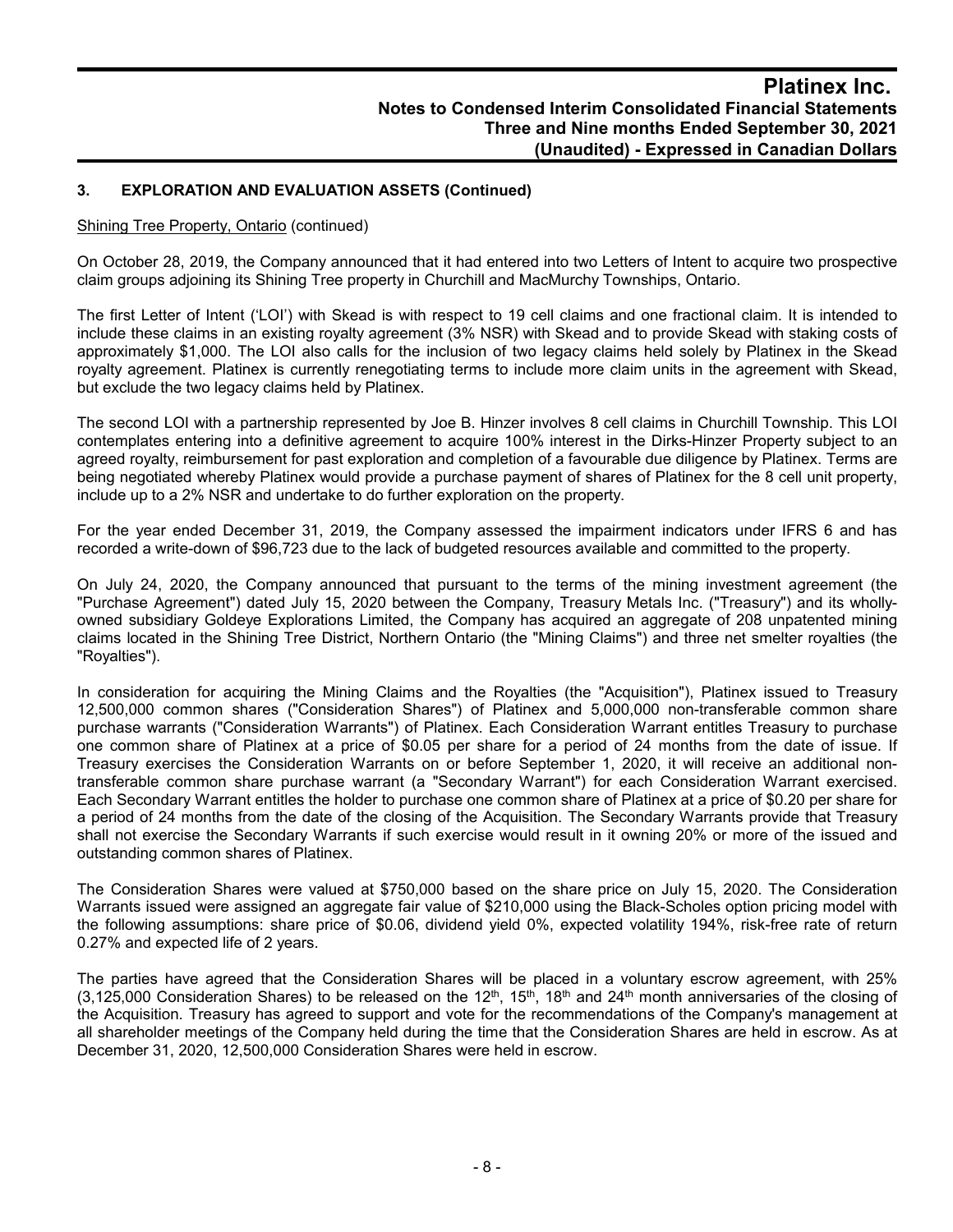## 3. EXPLORATION AND EVALUATION ASSETS (Continued)

Shining Tree Property, Ontario (continued)

On October 28, 2019, the Company announced that it had entered into two Letters of Intent to acquire two prospective claim groups adjoining its Shining Tree property in Churchill and MacMurchy Townships, Ontario.

The first Letter of Intent ('LOI') with Skead is with respect to 19 cell claims and one fractional claim. It is intended to include these claims in an existing royalty agreement (3% NSR) with Skead and to provide Skead with staking costs of approximately $1,000. The LOI also calls for the inclusion of two legacy claims held solely by Platinex in the Skead royalty agreement. Platinex is currently renegotiating terms to include more claim units in the agreement with Skead, but exclude the two legacy claims held by Platinex.

The second LOI with a partnership represented by Joe B. Hinzer involves 8 cell claims in Churchill Township. This LOI contemplates entering into a definitive agreement to acquire 100% interest in the Dirks-Hinzer Property subject to an agreed royalty, reimbursement for past exploration and completion of a favourable due diligence by Platinex. Terms are being negotiated whereby Platinex would provide a purchase payment of shares of Platinex for the 8 cell unit property, include up to a 2% NSR and undertake to do further exploration on the property.

For the year ended December 31, 2019, the Company assessed the impairment indicators under IFRS 6 and has recorded a write-down of $96,723 due to the lack of budgeted resources available and committed to the property.

On July 24, 2020, the Company announced that pursuant to the terms of the mining investment agreement (the "Purchase Agreement") dated July 15, 2020 between the Company, Treasury Metals Inc. ("Treasury") and its wholly-owned subsidiary Goldeye Explorations Limited, the Company has acquired an aggregate of 208 unpatented mining claims located in the Shining Tree District, Northern Ontario (the "Mining Claims") and three net smelter royalties (the "Royalties").

In consideration for acquiring the Mining Claims and the Royalties (the "Acquisition"), Platinex issued to Treasury 12,500,000 common shares ("Consideration Shares") of Platinex and 5,000,000 non-transferable common share purchase warrants ("Consideration Warrants") of Platinex. Each Consideration Warrant entitles Treasury to purchase one common share of Platinex at a price of $0.05 per share for a period of 24 months from the date of issue. If Treasury exercises the Consideration Warrants on or before September 1, 2020, it will receive an additional non-transferable common share purchase warrant (a "Secondary Warrant") for each Consideration Warrant exercised. Each Secondary Warrant entitles the holder to purchase one common share of Platinex at a price of $0.20 per share for a period of 24 months from the date of the closing of the Acquisition. The Secondary Warrants provide that Treasury shall not exercise the Secondary Warrants if such exercise would result in it owning 20% or more of the issued and outstanding common shares of Platinex.

The Consideration Shares were valued at $750,000 based on the share price on July 15, 2020. The Consideration Warrants issued were assigned an aggregate fair value of $210,000 using the Black-Scholes option pricing model with the following assumptions: share price of $0.06, dividend yield 0%, expected volatility 194%, risk-free rate of return 0.27% and expected life of 2 years.

The parties have agreed that the Consideration Shares will be placed in a voluntary escrow agreement, with 25% (3,125,000 Consideration Shares) to be released on the 12th, 15th, 18th and 24th month anniversaries of the closing of the Acquisition. Treasury has agreed to support and vote for the recommendations of the Company's management at all shareholder meetings of the Company held during the time that the Consideration Shares are held in escrow. As at December 31, 2020, 12,500,000 Consideration Shares were held in escrow.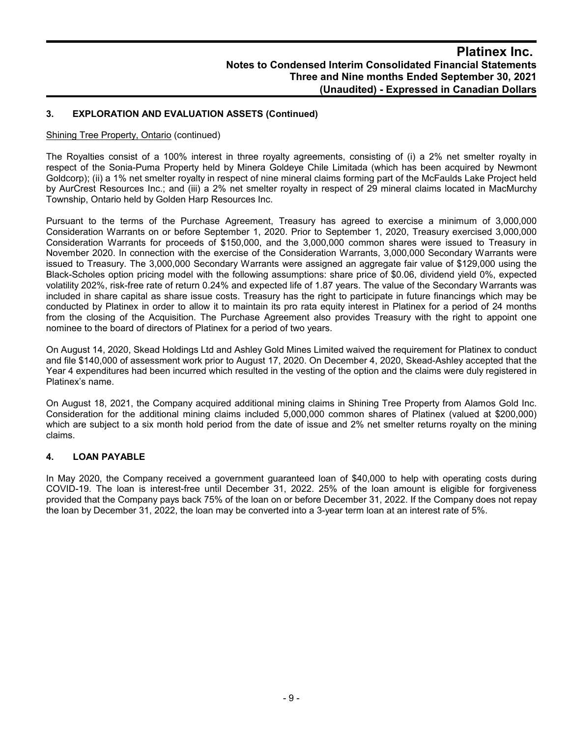## 3. EXPLORATION AND EVALUATION ASSETS (Continued)

Shining Tree Property, Ontario (continued)

The Royalties consist of a 100% interest in three royalty agreements, consisting of (i) a 2% net smelter royalty in respect of the Sonia-Puma Property held by Minera Goldeye Chile Limitada (which has been acquired by Newmont Goldcorp); (ii) a 1% net smelter royalty in respect of nine mineral claims forming part of the McFaulds Lake Project held by AurCrest Resources Inc.; and (iii) a 2% net smelter royalty in respect of 29 mineral claims located in MacMurchy Township, Ontario held by Golden Harp Resources Inc.

Pursuant to the terms of the Purchase Agreement, Treasury has agreed to exercise a minimum of 3,000,000 Consideration Warrants on or before September 1, 2020. Prior to September 1, 2020, Treasury exercised 3,000,000 Consideration Warrants for proceeds of $150,000, and the 3,000,000 common shares were issued to Treasury in November 2020. In connection with the exercise of the Consideration Warrants, 3,000,000 Secondary Warrants were issued to Treasury. The 3,000,000 Secondary Warrants were assigned an aggregate fair value of $129,000 using the Black-Scholes option pricing model with the following assumptions: share price of $0.06, dividend yield 0%, expected volatility 202%, risk-free rate of return 0.24% and expected life of 1.87 years. The value of the Secondary Warrants was included in share capital as share issue costs. Treasury has the right to participate in future financings which may be conducted by Platinex in order to allow it to maintain its pro rata equity interest in Platinex for a period of 24 months from the closing of the Acquisition. The Purchase Agreement also provides Treasury with the right to appoint one nominee to the board of directors of Platinex for a period of two years.

On August 14, 2020, Skead Holdings Ltd and Ashley Gold Mines Limited waived the requirement for Platinex to conduct and file $140,000 of assessment work prior to August 17, 2020. On December 4, 2020, Skead-Ashley accepted that the Year 4 expenditures had been incurred which resulted in the vesting of the option and the claims were duly registered in Platinex's name.

On August 18, 2021, the Company acquired additional mining claims in Shining Tree Property from Alamos Gold Inc. Consideration for the additional mining claims included 5,000,000 common shares of Platinex (valued at $200,000) which are subject to a six month hold period from the date of issue and 2% net smelter returns royalty on the mining claims.

## 4. LOAN PAYABLE

In May 2020, the Company received a government guaranteed loan of $40,000 to help with operating costs during COVID-19. The loan is interest-free until December 31, 2022. 25% of the loan amount is eligible for forgiveness provided that the Company pays back 75% of the loan on or before December 31, 2022. If the Company does not repay the loan by December 31, 2022, the loan may be converted into a 3-year term loan at an interest rate of 5%.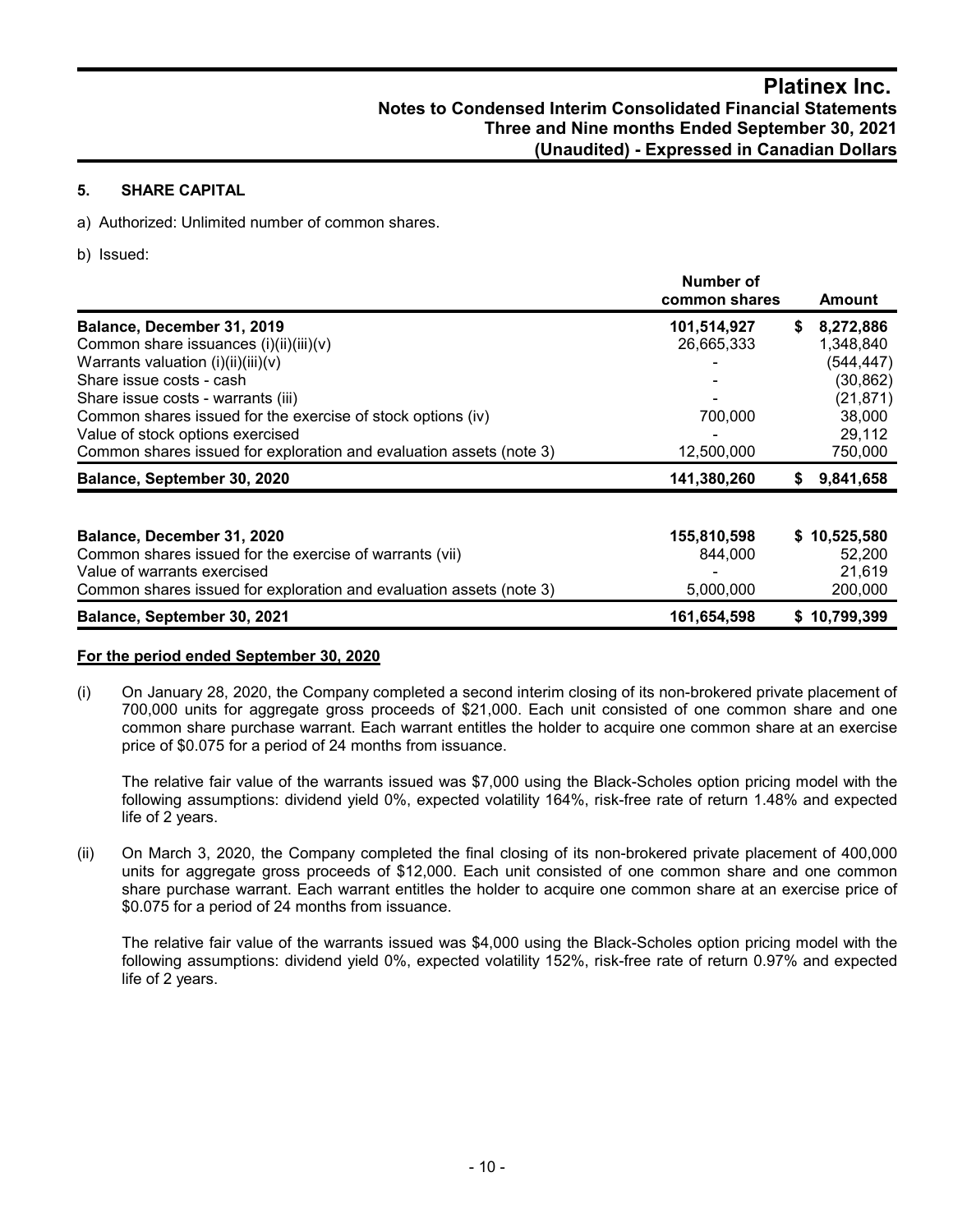## 5. SHARE CAPITAL

a) Authorized: Unlimited number of common shares.

b) Issued:

| | Number of common shares | Amount |
|---|---|---|
| **Balance, December 31, 2019** | **101,514,927** | **$ 8,272,886** |
| Common share issuances (i)(ii)(iii)(v) | 26,665,333 | 1,348,840 |
| Warrants valuation (i)(ii)(iii)(v) | - | (544,447) |
| Share issue costs - cash | - | (30,862) |
| Share issue costs - warrants (iii) | - | (21,871) |
| Common shares issued for the exercise of stock options (iv) | 700,000 | 38,000 |
| Value of stock options exercised | - | 29,112 |
| Common shares issued for exploration and evaluation assets (note 3) | 12,500,000 | 750,000 |
| **Balance, September 30, 2020** | **141,380,260** | **$ 9,841,658** |
| | | |
| **Balance, December 31, 2020** | **155,810,598** | **$ 10,525,580** |
| Common shares issued for the exercise of warrants (vii) | 844,000 | 52,200 |
| Value of warrants exercised | - | 21,619 |
| Common shares issued for exploration and evaluation assets (note 3) | 5,000,000 | 200,000 |
| **Balance, September 30, 2021** | **161,654,598** | **$ 10,799,399** |

**For the period ended September 30, 2020**

(i) On January 28, 2020, the Company completed a second interim closing of its non-brokered private placement of 700,000 units for aggregate gross proceeds of $21,000. Each unit consisted of one common share and one common share purchase warrant. Each warrant entitles the holder to acquire one common share at an exercise price of $0.075 for a period of 24 months from issuance.

The relative fair value of the warrants issued was $7,000 using the Black-Scholes option pricing model with the following assumptions: dividend yield 0%, expected volatility 164%, risk-free rate of return 1.48% and expected life of 2 years.

(ii) On March 3, 2020, the Company completed the final closing of its non-brokered private placement of 400,000 units for aggregate gross proceeds of $12,000. Each unit consisted of one common share and one common share purchase warrant. Each warrant entitles the holder to acquire one common share at an exercise price of $0.075 for a period of 24 months from issuance.

The relative fair value of the warrants issued was $4,000 using the Black-Scholes option pricing model with the following assumptions: dividend yield 0%, expected volatility 152%, risk-free rate of return 0.97% and expected life of 2 years.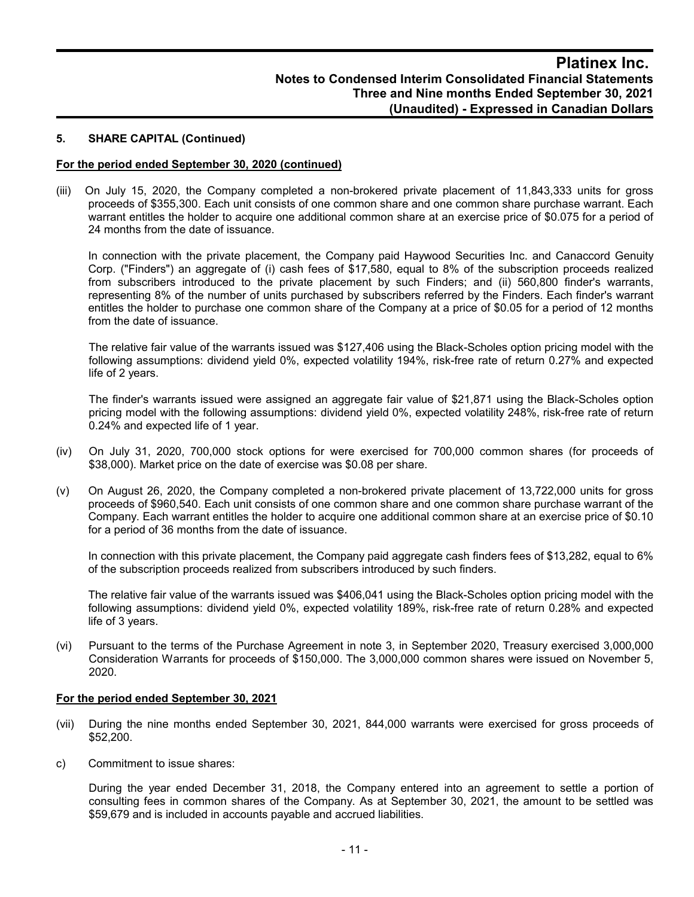## 5. SHARE CAPITAL (Continued)

**For the period ended September 30, 2020 (continued)**

(iii) On July 15, 2020, the Company completed a non-brokered private placement of 11,843,333 units for gross proceeds of $355,300. Each unit consists of one common share and one common share purchase warrant. Each warrant entitles the holder to acquire one additional common share at an exercise price of $0.075 for a period of 24 months from the date of issuance.

In connection with the private placement, the Company paid Haywood Securities Inc. and Canaccord Genuity Corp. ("Finders") an aggregate of (i) cash fees of $17,580, equal to 8% of the subscription proceeds realized from subscribers introduced to the private placement by such Finders; and (ii) 560,800 finder's warrants, representing 8% of the number of units purchased by subscribers referred by the Finders. Each finder's warrant entitles the holder to purchase one common share of the Company at a price of $0.05 for a period of 12 months from the date of issuance.

The relative fair value of the warrants issued was $127,406 using the Black-Scholes option pricing model with the following assumptions: dividend yield 0%, expected volatility 194%, risk-free rate of return 0.27% and expected life of 2 years.

The finder's warrants issued were assigned an aggregate fair value of $21,871 using the Black-Scholes option pricing model with the following assumptions: dividend yield 0%, expected volatility 248%, risk-free rate of return 0.24% and expected life of 1 year.

(iv) On July 31, 2020, 700,000 stock options for were exercised for 700,000 common shares (for proceeds of $38,000). Market price on the date of exercise was $0.08 per share.

(v) On August 26, 2020, the Company completed a non-brokered private placement of 13,722,000 units for gross proceeds of $960,540. Each unit consists of one common share and one common share purchase warrant of the Company. Each warrant entitles the holder to acquire one additional common share at an exercise price of $0.10 for a period of 36 months from the date of issuance.

In connection with this private placement, the Company paid aggregate cash finders fees of $13,282, equal to 6% of the subscription proceeds realized from subscribers introduced by such finders.

The relative fair value of the warrants issued was $406,041 using the Black-Scholes option pricing model with the following assumptions: dividend yield 0%, expected volatility 189%, risk-free rate of return 0.28% and expected life of 3 years.

(vi) Pursuant to the terms of the Purchase Agreement in note 3, in September 2020, Treasury exercised 3,000,000 Consideration Warrants for proceeds of $150,000. The 3,000,000 common shares were issued on November 5, 2020.

**For the period ended September 30, 2021**

(vii) During the nine months ended September 30, 2021, 844,000 warrants were exercised for gross proceeds of $52,200.

c) Commitment to issue shares:

During the year ended December 31, 2018, the Company entered into an agreement to settle a portion of consulting fees in common shares of the Company. As at September 30, 2021, the amount to be settled was $59,679 and is included in accounts payable and accrued liabilities.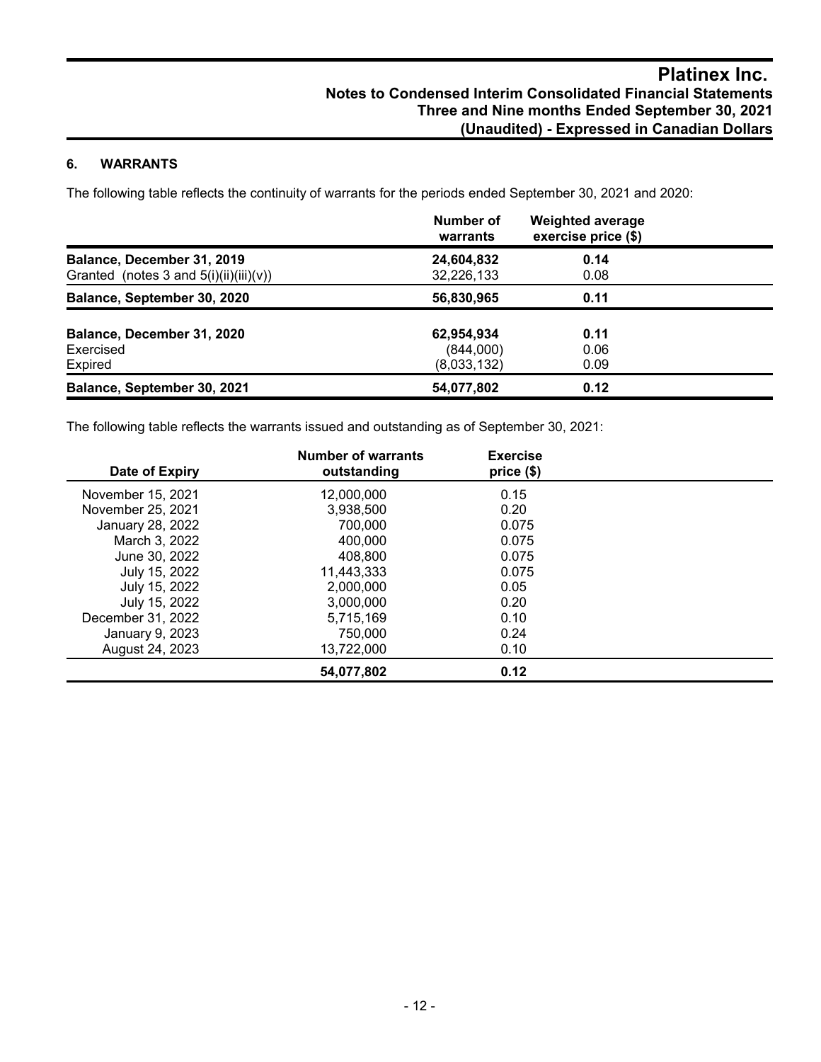## 6. WARRANTS

The following table reflects the continuity of warrants for the periods ended September 30, 2021 and 2020:

| | Number of warrants | Weighted average exercise price ($) |
|---|---|---|
| **Balance, December 31, 2019** | **24,604,832** | **0.14** |
| Granted (notes 3 and 5(i)(ii)(iii)(v)) | 32,226,133 | 0.08 |
| **Balance, September 30, 2020** | **56,830,965** | **0.11** |
| | | |
| **Balance, December 31, 2020** | **62,954,934** | **0.11** |
| Exercised | (844,000) | 0.06 |
| Expired | (8,033,132) | 0.09 |
| **Balance, September 30, 2021** | **54,077,802** | **0.12** |

The following table reflects the warrants issued and outstanding as of September 30, 2021:

| Date of Expiry | Number of warrants outstanding | Exercise price ($) |
|---|---|---|
| November 15, 2021 | 12,000,000 | 0.15 |
| November 25, 2021 | 3,938,500 | 0.20 |
| January 28, 2022 | 700,000 | 0.075 |
| March 3, 2022 | 400,000 | 0.075 |
| June 30, 2022 | 408,800 | 0.075 |
| July 15, 2022 | 11,443,333 | 0.075 |
| July 15, 2022 | 2,000,000 | 0.05 |
| July 15, 2022 | 3,000,000 | 0.20 |
| December 31, 2022 | 5,715,169 | 0.10 |
| January 9, 2023 | 750,000 | 0.24 |
| August 24, 2023 | 13,722,000 | 0.10 |
| | **54,077,802** | **0.12** |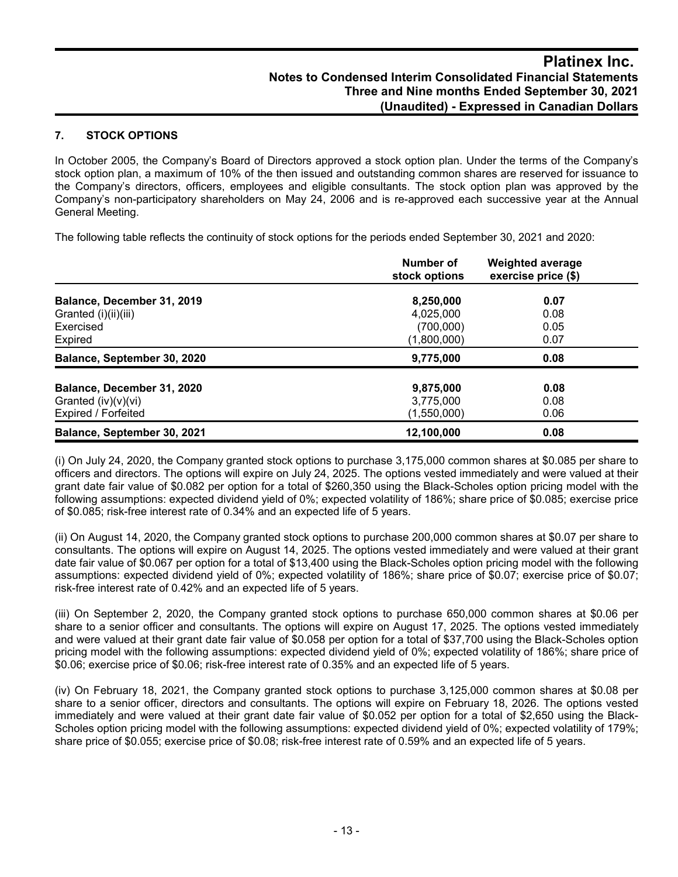## 7. STOCK OPTIONS

In October 2005, the Company's Board of Directors approved a stock option plan. Under the terms of the Company's stock option plan, a maximum of 10% of the then issued and outstanding common shares are reserved for issuance to the Company's directors, officers, employees and eligible consultants. The stock option plan was approved by the Company's non-participatory shareholders on May 24, 2006 and is re-approved each successive year at the Annual General Meeting.

The following table reflects the continuity of stock options for the periods ended September 30, 2021 and 2020:

| | Number of stock options | Weighted average exercise price ($) |
|---|---|---|
| **Balance, December 31, 2019** | **8,250,000** | **0.07** |
| Granted (i)(ii)(iii) | 4,025,000 | 0.08 |
| Exercised | (700,000) | 0.05 |
| Expired | (1,800,000) | 0.07 |
| **Balance, September 30, 2020** | **9,775,000** | **0.08** |
| **Balance, December 31, 2020** | **9,875,000** | **0.08** |
| Granted (iv)(v)(vi) | 3,775,000 | 0.08 |
| Expired / Forfeited | (1,550,000) | 0.06 |
| **Balance, September 30, 2021** | **12,100,000** | **0.08** |

(i) On July 24, 2020, the Company granted stock options to purchase 3,175,000 common shares at $0.085 per share to officers and directors. The options will expire on July 24, 2025. The options vested immediately and were valued at their grant date fair value of $0.082 per option for a total of $260,350 using the Black-Scholes option pricing model with the following assumptions: expected dividend yield of 0%; expected volatility of 186%; share price of $0.085; exercise price of $0.085; risk-free interest rate of 0.34% and an expected life of 5 years.

(ii) On August 14, 2020, the Company granted stock options to purchase 200,000 common shares at $0.07 per share to consultants. The options will expire on August 14, 2025. The options vested immediately and were valued at their grant date fair value of $0.067 per option for a total of $13,400 using the Black-Scholes option pricing model with the following assumptions: expected dividend yield of 0%; expected volatility of 186%; share price of $0.07; exercise price of $0.07; risk-free interest rate of 0.42% and an expected life of 5 years.

(iii) On September 2, 2020, the Company granted stock options to purchase 650,000 common shares at $0.06 per share to a senior officer and consultants. The options will expire on August 17, 2025. The options vested immediately and were valued at their grant date fair value of $0.058 per option for a total of $37,700 using the Black-Scholes option pricing model with the following assumptions: expected dividend yield of 0%; expected volatility of 186%; share price of $0.06; exercise price of $0.06; risk-free interest rate of 0.35% and an expected life of 5 years.

(iv) On February 18, 2021, the Company granted stock options to purchase 3,125,000 common shares at $0.08 per share to a senior officer, directors and consultants. The options will expire on February 18, 2026. The options vested immediately and were valued at their grant date fair value of $0.052 per option for a total of $2,650 using the Black-Scholes option pricing model with the following assumptions: expected dividend yield of 0%; expected volatility of 179%; share price of $0.055; exercise price of $0.08; risk-free interest rate of 0.59% and an expected life of 5 years.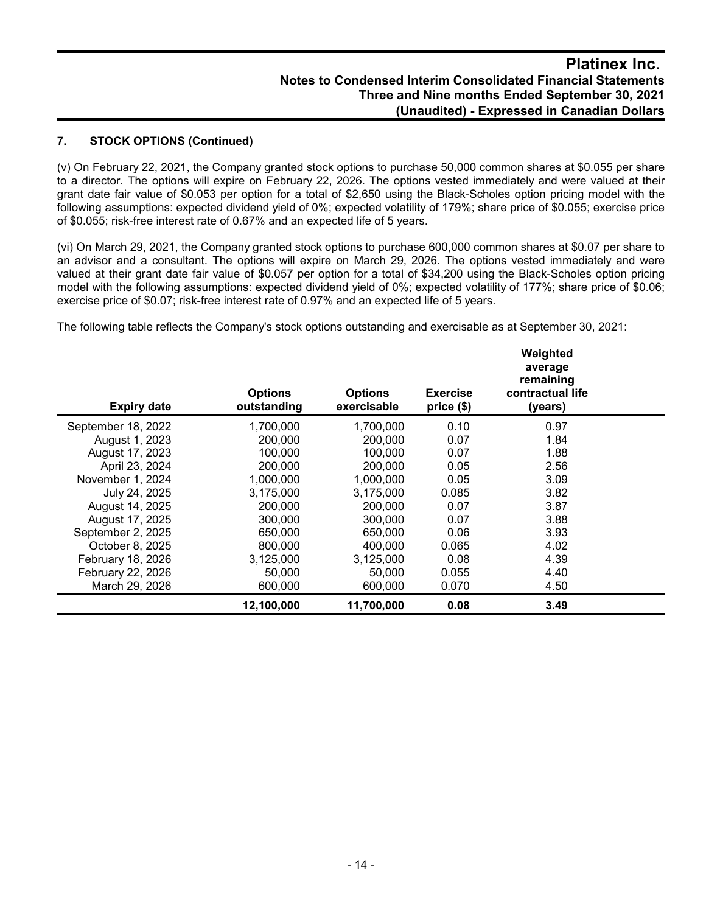## 7. STOCK OPTIONS (Continued)

(v) On February 22, 2021, the Company granted stock options to purchase 50,000 common shares at $0.055 per share to a director. The options will expire on February 22, 2026. The options vested immediately and were valued at their grant date fair value of $0.053 per option for a total of $2,650 using the Black-Scholes option pricing model with the following assumptions: expected dividend yield of 0%; expected volatility of 179%; share price of $0.055; exercise price of $0.055; risk-free interest rate of 0.67% and an expected life of 5 years.

(vi) On March 29, 2021, the Company granted stock options to purchase 600,000 common shares at $0.07 per share to an advisor and a consultant. The options will expire on March 29, 2026. The options vested immediately and were valued at their grant date fair value of $0.057 per option for a total of $34,200 using the Black-Scholes option pricing model with the following assumptions: expected dividend yield of 0%; expected volatility of 177%; share price of $0.06; exercise price of $0.07; risk-free interest rate of 0.97% and an expected life of 5 years.

The following table reflects the Company's stock options outstanding and exercisable as at September 30, 2021:

| Expiry date | Options outstanding | Options exercisable | Exercise price ($) | Weighted average remaining contractual life (years) |
|---|---|---|---|---|
| September 18, 2022 | 1,700,000 | 1,700,000 | 0.10 | 0.97 |
| August 1, 2023 | 200,000 | 200,000 | 0.07 | 1.84 |
| August 17, 2023 | 100,000 | 100,000 | 0.07 | 1.88 |
| April 23, 2024 | 200,000 | 200,000 | 0.05 | 2.56 |
| November 1, 2024 | 1,000,000 | 1,000,000 | 0.05 | 3.09 |
| July 24, 2025 | 3,175,000 | 3,175,000 | 0.085 | 3.82 |
| August 14, 2025 | 200,000 | 200,000 | 0.07 | 3.87 |
| August 17, 2025 | 300,000 | 300,000 | 0.07 | 3.88 |
| September 2, 2025 | 650,000 | 650,000 | 0.06 | 3.93 |
| October 8, 2025 | 800,000 | 400,000 | 0.065 | 4.02 |
| February 18, 2026 | 3,125,000 | 3,125,000 | 0.08 | 4.39 |
| February 22, 2026 | 50,000 | 50,000 | 0.055 | 4.40 |
| March 29, 2026 | 600,000 | 600,000 | 0.070 | 4.50 |
| | **12,100,000** | **11,700,000** | **0.08** | **3.49** |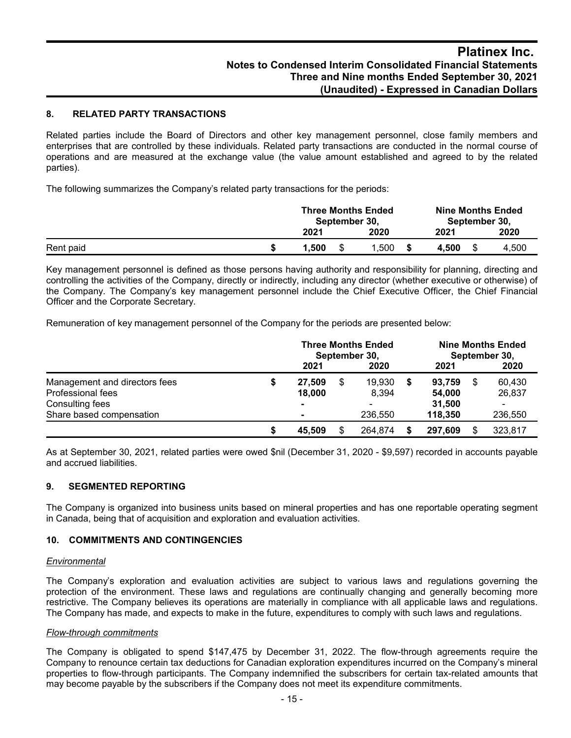## 8. RELATED PARTY TRANSACTIONS

Related parties include the Board of Directors and other key management personnel, close family members and enterprises that are controlled by these individuals. Related party transactions are conducted in the normal course of operations and are measured at the exchange value (the value amount established and agreed to by the related parties).

The following summarizes the Company's related party transactions for the periods:

| | Three Months Ended September 30, | | Nine Months Ended September 30, | |
|---|---|---|---|---|
| | **2021** | 2020 | **2021** | 2020 |
| Rent paid | **$ 1,500** | $ 1,500 | **$ 4,500** | $ 4,500 |

Key management personnel is defined as those persons having authority and responsibility for planning, directing and controlling the activities of the Company, directly or indirectly, including any director (whether executive or otherwise) of the Company. The Company's key management personnel include the Chief Executive Officer, the Chief Financial Officer and the Corporate Secretary.

Remuneration of key management personnel of the Company for the periods are presented below:

| | Three Months Ended September 30, | | Nine Months Ended September 30, | |
|---|---|---|---|---|
| | **2021** | 2020 | **2021** | 2020 |
| Management and directors fees | **$ 27,509** | $ 19,930 | **$ 93,759** | $ 60,430 |
| Professional fees | **18,000** | 8,394 | **54,000** | 26,837 |
| Consulting fees | **-** | - | **31,500** | - |
| Share based compensation | **-** | 236,550 | **118,350** | 236,550 |
| | **$ 45,509** | $ 264,874 | **$ 297,609** | $ 323,817 |

As at September 30, 2021, related parties were owed $nil (December 31, 2020 - $9,597) recorded in accounts payable and accrued liabilities.

## 9. SEGMENTED REPORTING

The Company is organized into business units based on mineral properties and has one reportable operating segment in Canada, being that of acquisition and exploration and evaluation activities.

## 10. COMMITMENTS AND CONTINGENCIES

*Environmental*

The Company's exploration and evaluation activities are subject to various laws and regulations governing the protection of the environment. These laws and regulations are continually changing and generally becoming more restrictive. The Company believes its operations are materially in compliance with all applicable laws and regulations. The Company has made, and expects to make in the future, expenditures to comply with such laws and regulations.

*Flow-through commitments*

The Company is obligated to spend $147,475 by December 31, 2022. The flow-through agreements require the Company to renounce certain tax deductions for Canadian exploration expenditures incurred on the Company's mineral properties to flow-through participants. The Company indemnified the subscribers for certain tax-related amounts that may become payable by the subscribers if the Company does not meet its expenditure commitments.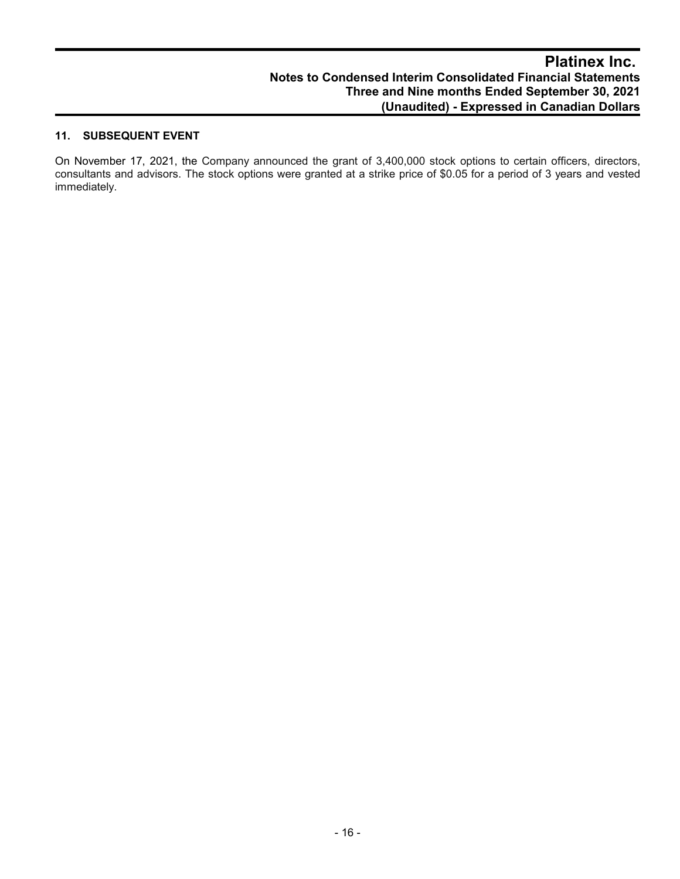## 11. SUBSEQUENT EVENT

On November 17, 2021, the Company announced the grant of 3,400,000 stock options to certain officers, directors, consultants and advisors. The stock options were granted at a strike price of $0.05 for a period of 3 years and vested immediately.